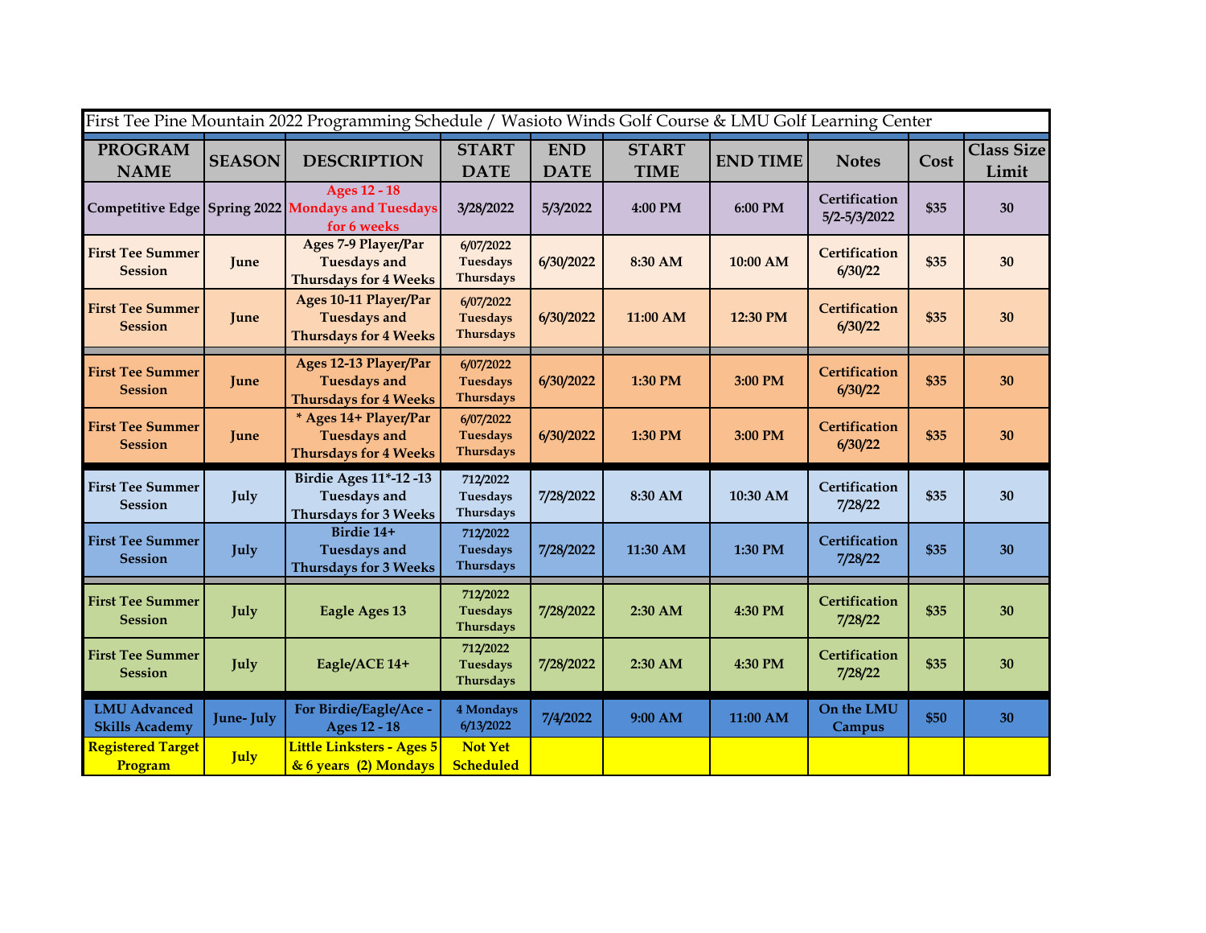| First Tee Pine Mountain 2022 Programming Schedule / Wasioto Winds Golf Course & LMU Golf Learning Center | | | | | | | | | |
|---|---|---|---|---|---|---|---|---|---|
| **PROGRAM NAME** | **SEASON** | **DESCRIPTION** | **START DATE** | **END DATE** | **START TIME** | **END TIME** | **Notes** | **Cost** | **Class Size Limit** |
| **Competitive Edge** | **Spring 2022** | **Ages 12 - 18 Mondays and Tuesdays for 6 weeks** | **3/28/2022** | **5/3/2022** | **4:00 PM** | **6:00 PM** | **Certification 5/2-5/3/2022** | **$35** | **30** |
| **First Tee Summer Session** | **June** | **Ages 7-9 Player/Par Tuesdays and Thursdays for 4 Weeks** | **6/07/2022 Tuesdays Thursdays** | **6/30/2022** | **8:30 AM** | **10:00 AM** | **Certification 6/30/22** | **$35** | **30** |
| **First Tee Summer Session** | **June** | **Ages 10-11 Player/Par Tuesdays and Thursdays for 4 Weeks** | **6/07/2022 Tuesdays Thursdays** | **6/30/2022** | **11:00 AM** | **12:30 PM** | **Certification 6/30/22** | **$35** | **30** |
| **First Tee Summer Session** | **June** | **Ages 12-13 Player/Par Tuesdays and Thursdays for 4 Weeks** | **6/07/2022 Tuesdays Thursdays** | **6/30/2022** | **1:30 PM** | **3:00 PM** | **Certification 6/30/22** | **$35** | **30** |
| **First Tee Summer Session** | **June** | **\* Ages 14+ Player/Par Tuesdays and Thursdays for 4 Weeks** | **6/07/2022 Tuesdays Thursdays** | **6/30/2022** | **1:30 PM** | **3:00 PM** | **Certification 6/30/22** | **$35** | **30** |
| **First Tee Summer Session** | **July** | **Birdie Ages 11\*-12 -13 Tuesdays and Thursdays for 3 Weeks** | **712/2022 Tuesdays Thursdays** | **7/28/2022** | **8:30 AM** | **10:30 AM** | **Certification 7/28/22** | **$35** | **30** |
| **First Tee Summer Session** | **July** | **Birdie 14+ Tuesdays and Thursdays for 3 Weeks** | **712/2022 Tuesdays Thursdays** | **7/28/2022** | **11:30 AM** | **1:30 PM** | **Certification 7/28/22** | **$35** | **30** |
| **First Tee Summer Session** | **July** | **Eagle Ages 13** | **712/2022 Tuesdays Thursdays** | **7/28/2022** | **2:30 AM** | **4:30 PM** | **Certification 7/28/22** | **$35** | **30** |
| **First Tee Summer Session** | **July** | **Eagle/ACE 14+** | **712/2022 Tuesdays Thursdays** | **7/28/2022** | **2:30 AM** | **4:30 PM** | **Certification 7/28/22** | **$35** | **30** |
| **LMU Advanced Skills Academy** | **June- July** | **For Birdie/Eagle/Ace - Ages 12 - 18** | **4 Mondays 6/13/2022** | **7/4/2022** | **9:00 AM** | **11:00 AM** | **On the LMU Campus** | **$50** | **30** |
| **Registered Target Program** | **July** | **Little Linksters - Ages 5 & 6 years (2) Mondays** | **Not Yet Scheduled** | | | | | | |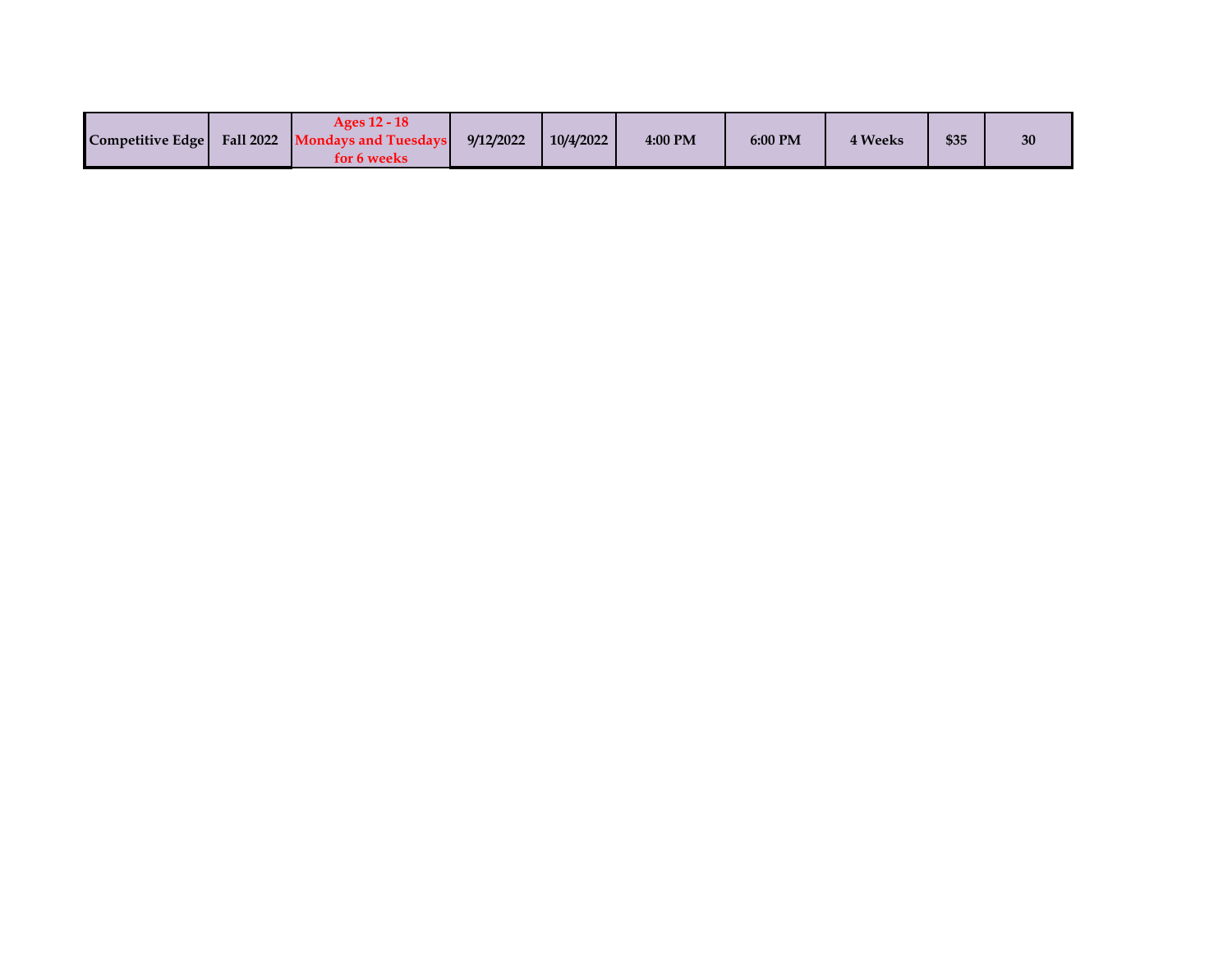| | | | | | | | | | |
|---|---|---|---|---|---|---|---|---|---|
| **Competitive Edge** | **Fall 2022** | **Ages 12 - 18 Mondays and Tuesdays for 6 weeks** | **9/12/2022** | **10/4/2022** | **4:00 PM** | **6:00 PM** | **4 Weeks** | **$35** | **30** |